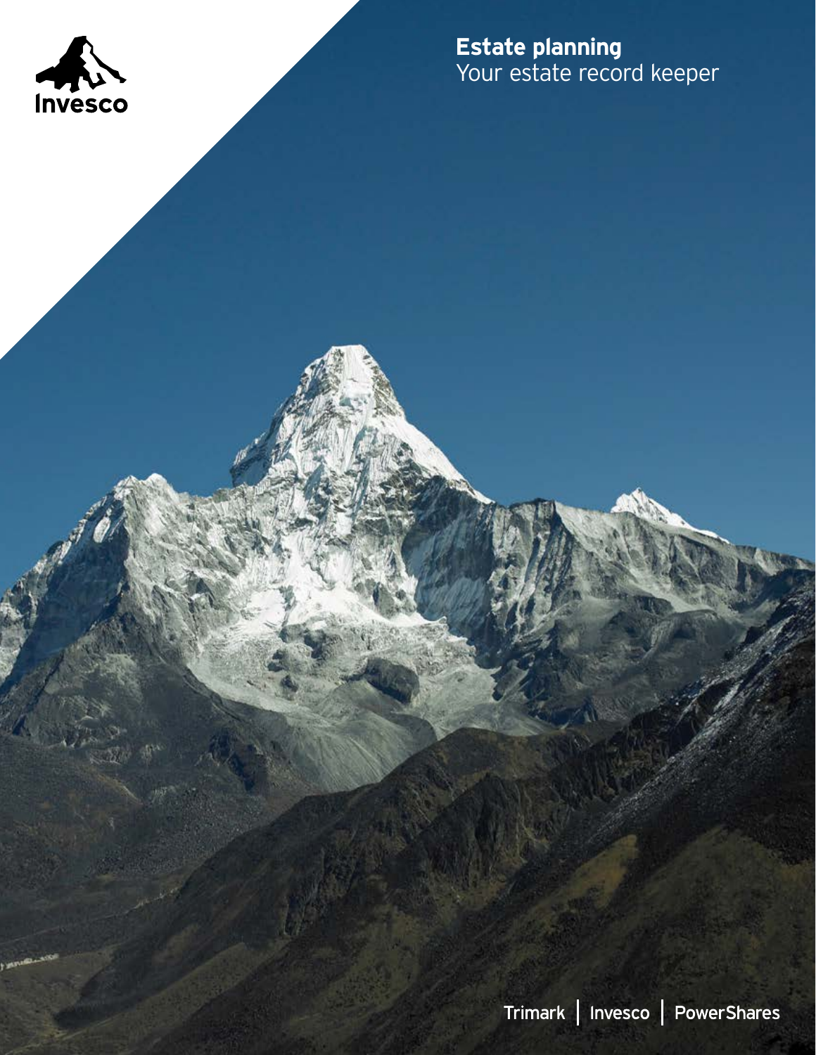Invesco

# Estate planning
Your estate record keeper

Trimark | Invesco | PowerShares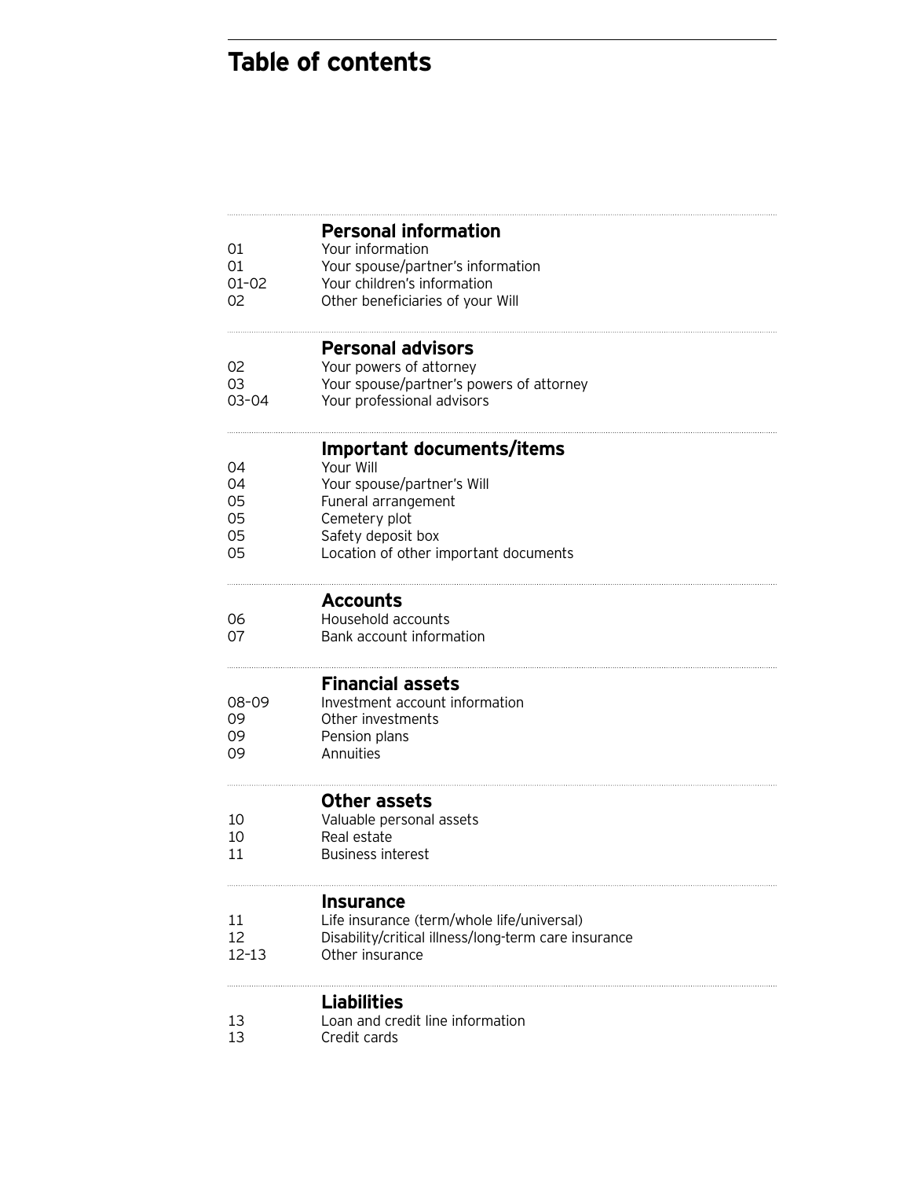# Table of contents

## Personal information

| | |
|---|---|
| 01 | Your information |
| 01 | Your spouse/partner's information |
| 01–02 | Your children's information |
| 02 | Other beneficiaries of your Will |

## Personal advisors

| | |
|---|---|
| 02 | Your powers of attorney |
| 03 | Your spouse/partner's powers of attorney |
| 03–04 | Your professional advisors |

## Important documents/items

| | |
|---|---|
| 04 | Your Will |
| 04 | Your spouse/partner's Will |
| 05 | Funeral arrangement |
| 05 | Cemetery plot |
| 05 | Safety deposit box |
| 05 | Location of other important documents |

## Accounts

| | |
|---|---|
| 06 | Household accounts |
| 07 | Bank account information |

## Financial assets

| | |
|---|---|
| 08–09 | Investment account information |
| 09 | Other investments |
| 09 | Pension plans |
| 09 | Annuities |

## Other assets

| | |
|---|---|
| 10 | Valuable personal assets |
| 10 | Real estate |
| 11 | Business interest |

## Insurance

| | |
|---|---|
| 11 | Life insurance (term/whole life/universal) |
| 12 | Disability/critical illness/long-term care insurance |
| 12–13 | Other insurance |

## Liabilities

| | |
|---|---|
| 13 | Loan and credit line information |
| 13 | Credit cards |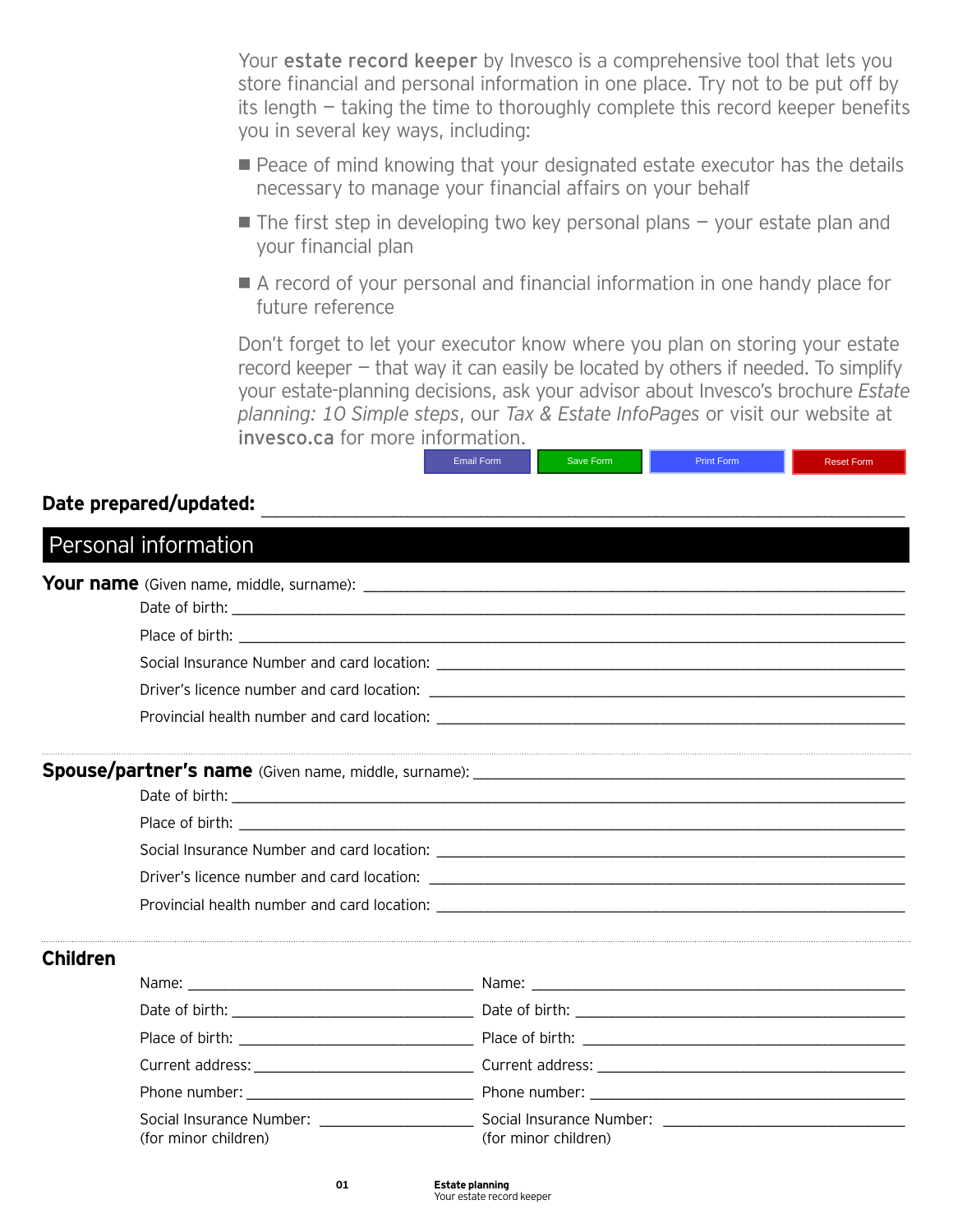Your **estate record keeper** by Invesco is a comprehensive tool that lets you store financial and personal information in one place. Try not to be put off by its length – taking the time to thoroughly complete this record keeper benefits you in several key ways, including:

- Peace of mind knowing that your designated estate executor has the details necessary to manage your financial affairs on your behalf
- The first step in developing two key personal plans – your estate plan and your financial plan
- A record of your personal and financial information in one handy place for future reference

Don't forget to let your executor know where you plan on storing your estate record keeper – that way it can easily be located by others if needed. To simplify your estate-planning decisions, ask your advisor about Invesco's brochure *Estate planning: 10 Simple steps*, our *Tax & Estate InfoPages* or visit our website at **invesco.ca** for more information.

Email Form | Save Form | Print Form | Reset Form

**Date prepared/updated:** ____________________

## Personal information

**Your name** (Given name, middle, surname): ____________________

Date of birth: ____________________

Place of birth: ____________________

Social Insurance Number and card location: ____________________

Driver's licence number and card location: ____________________

Provincial health number and card location: ____________________

**Spouse/partner's name** (Given name, middle, surname): ____________________

Date of birth: ____________________

Place of birth: ____________________

Social Insurance Number and card location: ____________________

Driver's licence number and card location: ____________________

Provincial health number and card location: ____________________

### Children

| | |
|---|---|
| Name: ____________________ | Name: ____________________ |
| Date of birth: ____________________ | Date of birth: ____________________ |
| Place of birth: ____________________ | Place of birth: ____________________ |
| Current address: ____________________ | Current address: ____________________ |
| Phone number: ____________________ | Phone number: ____________________ |
| Social Insurance Number: ____________________ (for minor children) | Social Insurance Number: ____________________ (for minor children) |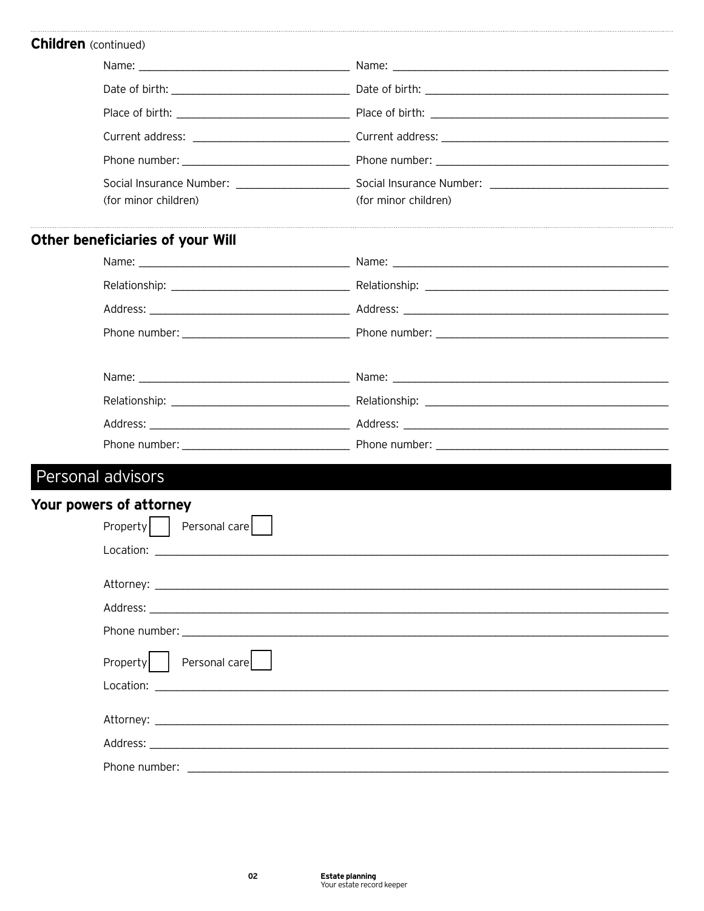### Children (continued)

Name: ____________________ Name: ____________________

Date of birth: ____________________ Date of birth: ____________________

Place of birth: ____________________ Place of birth: ____________________

Current address: ____________________ Current address: ____________________

Phone number: ____________________ Phone number: ____________________

Social Insurance Number: ____________________ Social Insurance Number: ____________________
(for minor children) (for minor children)

### Other beneficiaries of your Will

Name: ____________________ Name: ____________________

Relationship: ____________________ Relationship: ____________________

Address: ____________________ Address: ____________________

Phone number: ____________________ Phone number: ____________________

Name: ____________________ Name: ____________________

Relationship: ____________________ Relationship: ____________________

Address: ____________________ Address: ____________________

Phone number: ____________________ Phone number: ____________________

## Personal advisors

### Your powers of attorney

Property ☐ Personal care ☐

Location: ____________________

Attorney: ____________________

Address: ____________________

Phone number: ____________________

Property ☐ Personal care ☐

Location: ____________________

Attorney: ____________________

Address: ____________________

Phone number: ____________________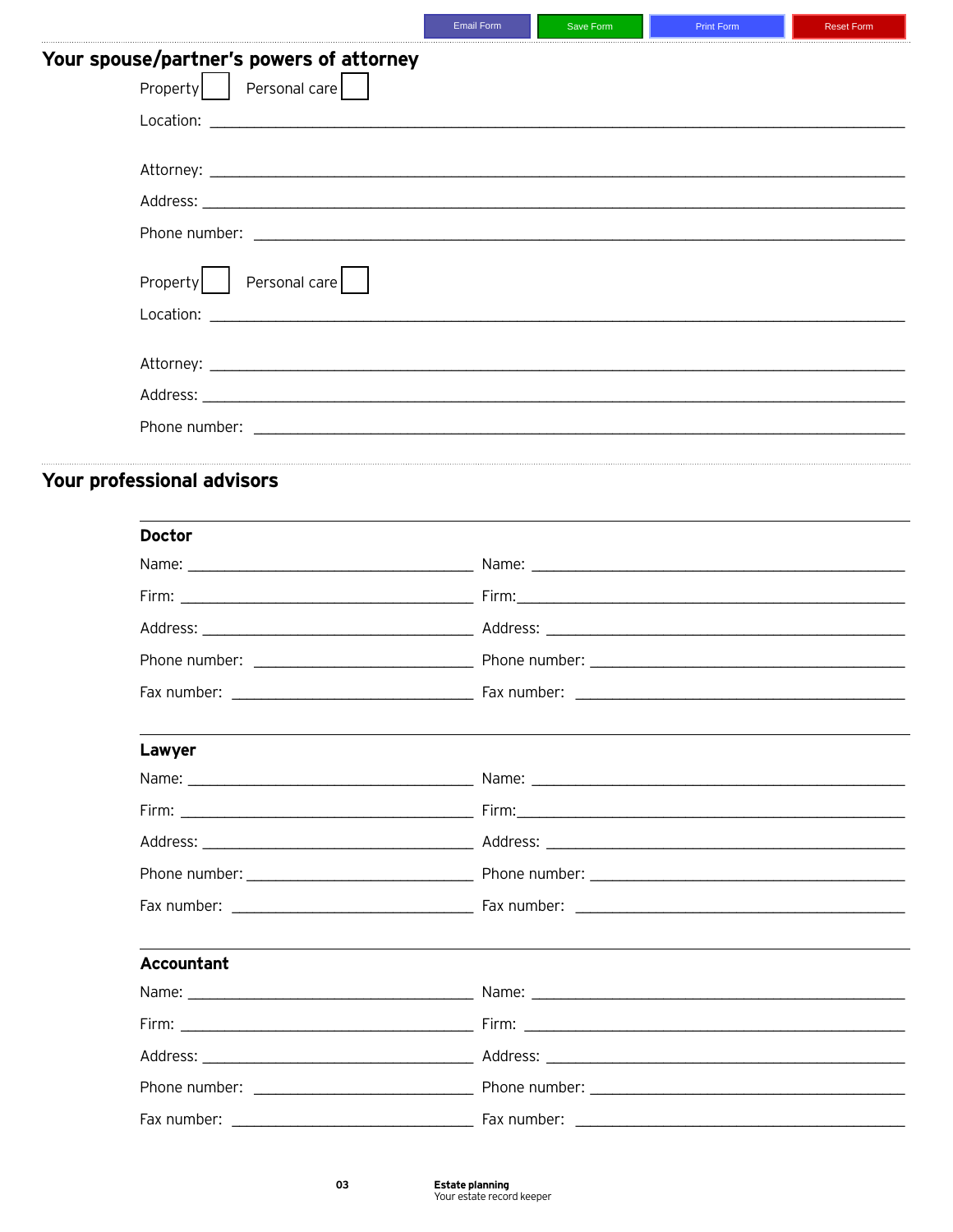## Your spouse/partner's powers of attorney

Property ☐ Personal care ☐

Location: ____________________________________________

Attorney: ____________________________________________

Address: ____________________________________________

Phone number: ____________________________________________

Property ☐ Personal care ☐

Location: ____________________________________________

Attorney: ____________________________________________

Address: ____________________________________________

Phone number: ____________________________________________

## Your professional advisors

### Doctor

| | |
|---|---|
| Name: ____________________ | Name: ____________________ |
| Firm: ____________________ | Firm: ____________________ |
| Address: ____________________ | Address: ____________________ |
| Phone number: ____________________ | Phone number: ____________________ |
| Fax number: ____________________ | Fax number: ____________________ |

### Lawyer

| | |
|---|---|
| Name: ____________________ | Name: ____________________ |
| Firm: ____________________ | Firm: ____________________ |
| Address: ____________________ | Address: ____________________ |
| Phone number: ____________________ | Phone number: ____________________ |
| Fax number: ____________________ | Fax number: ____________________ |

### Accountant

| | |
|---|---|
| Name: ____________________ | Name: ____________________ |
| Firm: ____________________ | Firm: ____________________ |
| Address: ____________________ | Address: ____________________ |
| Phone number: ____________________ | Phone number: ____________________ |
| Fax number: ____________________ | Fax number: ____________________ |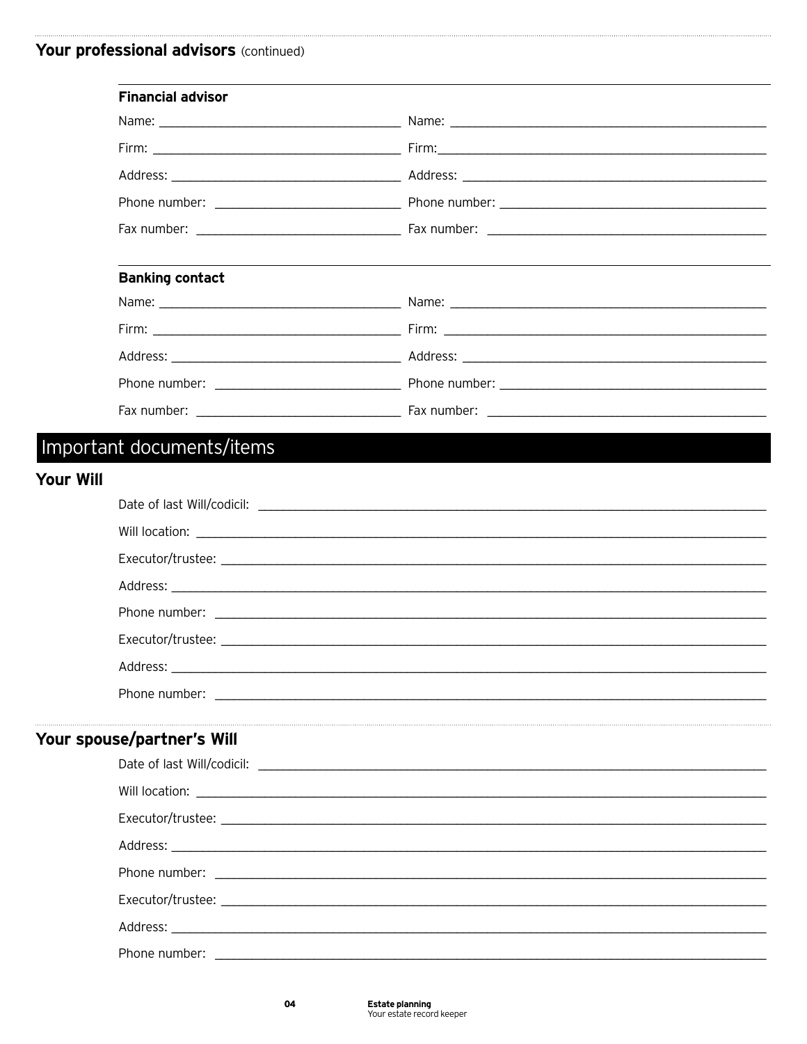## Your professional advisors (continued)

**Financial advisor**

| | |
|---|---|
| Name: ______ | Name: ______ |
| Firm: ______ | Firm: ______ |
| Address: ______ | Address: ______ |
| Phone number: ______ | Phone number: ______ |
| Fax number: ______ | Fax number: ______ |

**Banking contact**

| | |
|---|---|
| Name: ______ | Name: ______ |
| Firm: ______ | Firm: ______ |
| Address: ______ | Address: ______ |
| Phone number: ______ | Phone number: ______ |
| Fax number: ______ | Fax number: ______ |

# Important documents/items

## Your Will

Date of last Will/codicil: ______

Will location: ______

Executor/trustee: ______

Address: ______

Phone number: ______

Executor/trustee: ______

Address: ______

Phone number: ______

## Your spouse/partner's Will

Date of last Will/codicil: ______

Will location: ______

Executor/trustee: ______

Address: ______

Phone number: ______

Executor/trustee: ______

Address: ______

Phone number: ______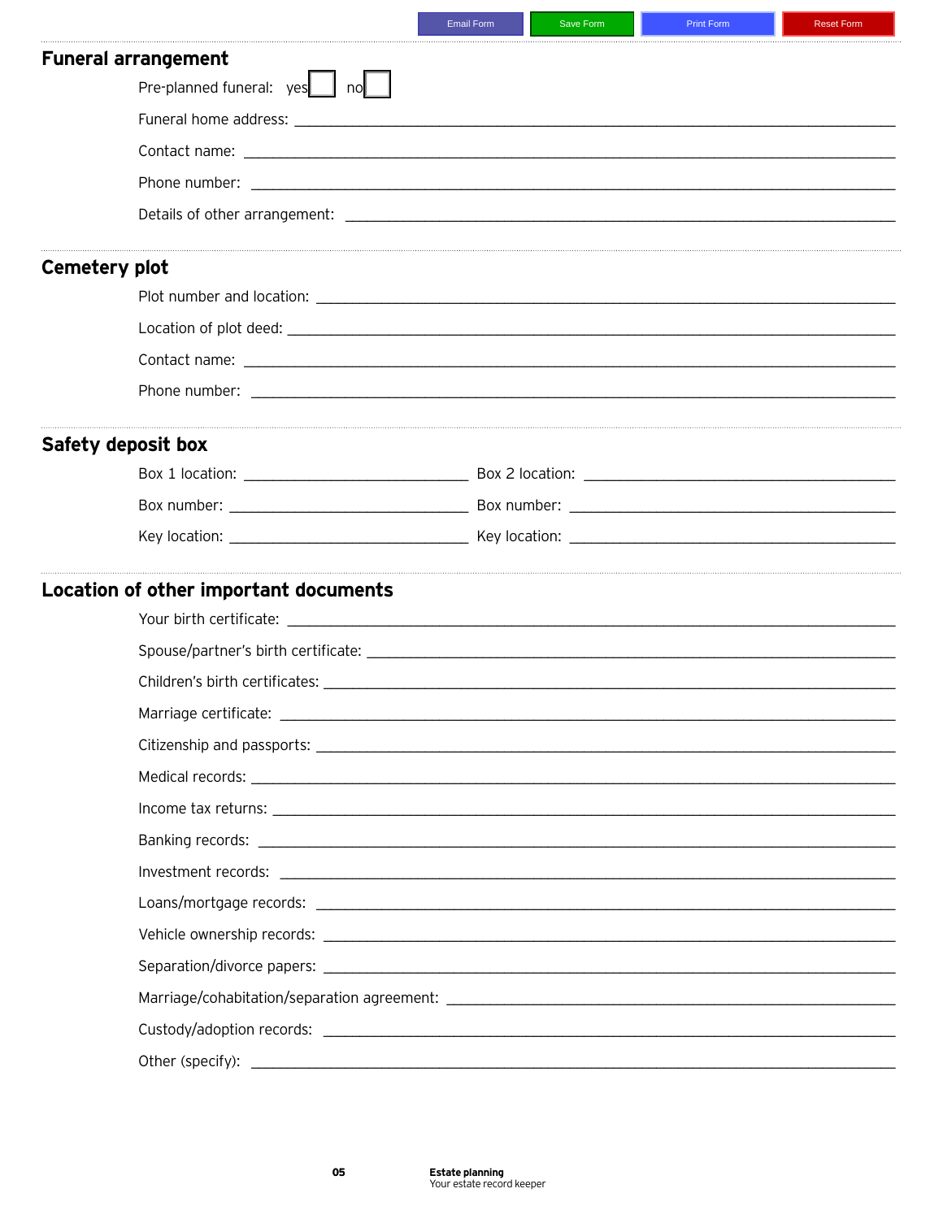## Funeral arrangement

Pre-planned funeral: yes ☐ no ☐

Funeral home address: ____________________

Contact name: ____________________

Phone number: ____________________

Details of other arrangement: ____________________

## Cemetery plot

Plot number and location: ____________________

Location of plot deed: ____________________

Contact name: ____________________

Phone number: ____________________

## Safety deposit box

Box 1 location: ____________________

Box number: ____________________

Key location: ____________________

Box 2 location: ____________________

Box number: ____________________

Key location: ____________________

## Location of other important documents

Your birth certificate: ____________________

Spouse/partner's birth certificate: ____________________

Children's birth certificates: ____________________

Marriage certificate: ____________________

Citizenship and passports: ____________________

Medical records: ____________________

Income tax returns: ____________________

Banking records: ____________________

Investment records: ____________________

Loans/mortgage records: ____________________

Vehicle ownership records: ____________________

Separation/divorce papers: ____________________

Marriage/cohabitation/separation agreement: ____________________

Custody/adoption records: ____________________

Other (specify): ____________________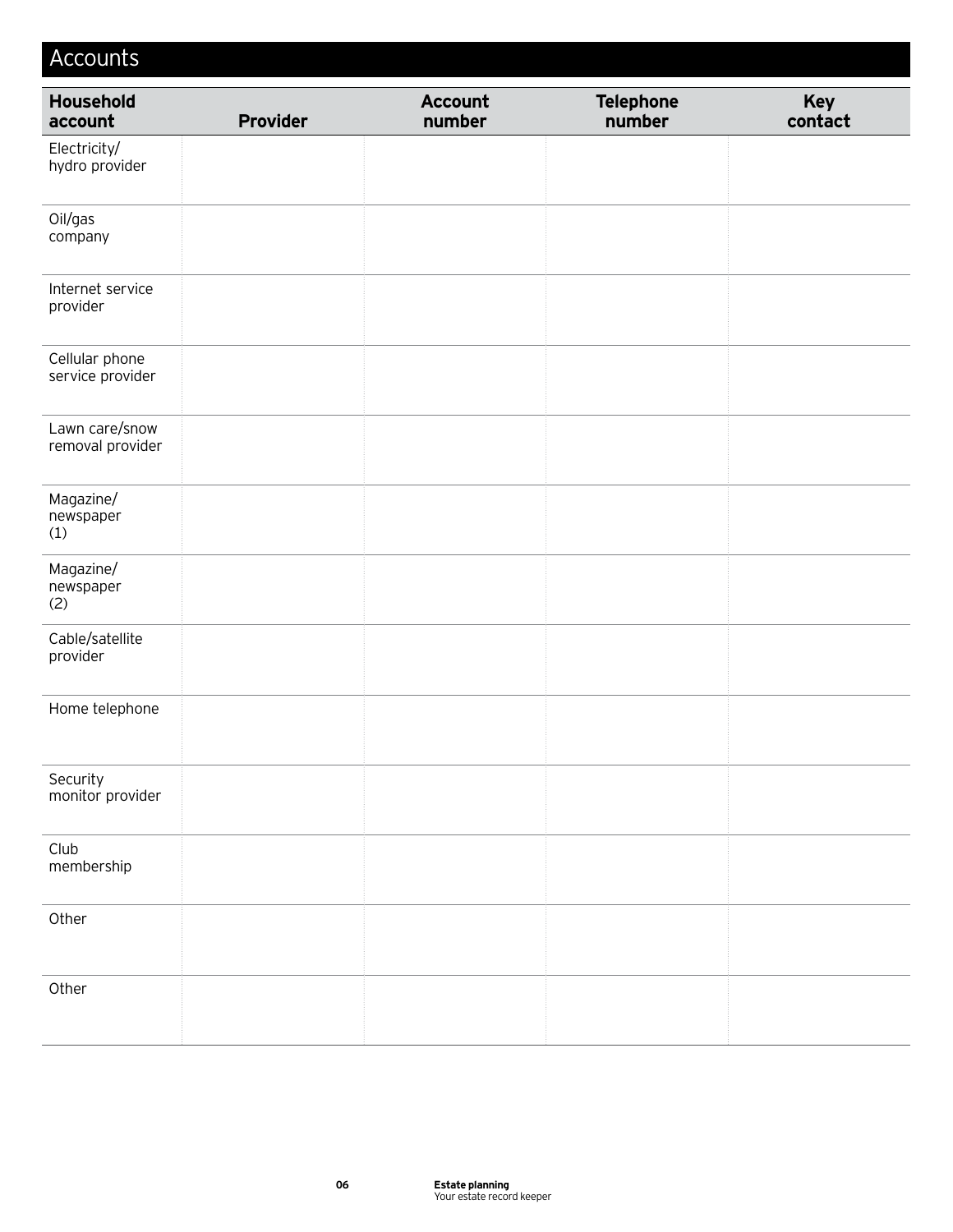# Accounts

| Household account | Provider | Account number | Telephone number | Key contact |
|---|---|---|---|---|
| Electricity/ hydro provider | | | | |
| Oil/gas company | | | | |
| Internet service provider | | | | |
| Cellular phone service provider | | | | |
| Lawn care/snow removal provider | | | | |
| Magazine/ newspaper (1) | | | | |
| Magazine/ newspaper (2) | | | | |
| Cable/satellite provider | | | | |
| Home telephone | | | | |
| Security monitor provider | | | | |
| Club membership | | | | |
| Other | | | | |
| Other | | | | |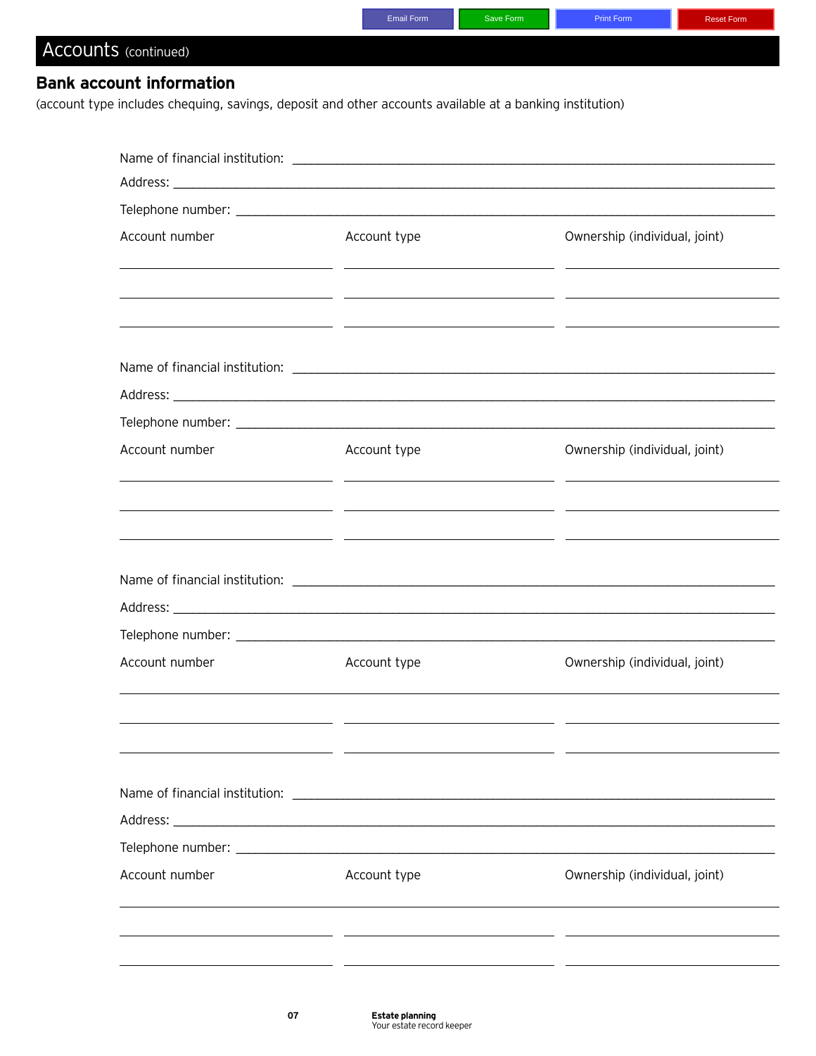## Accounts (continued)

### Bank account information

(account type includes chequing, savings, deposit and other accounts available at a banking institution)

Name of financial institution: ______________________________

Address: ______________________________

Telephone number: ______________________________

| Account number | Account type | Ownership (individual, joint) |
|---|---|---|
| | | |
| | | |
| | | |

Name of financial institution: ______________________________

Address: ______________________________

Telephone number: ______________________________

| Account number | Account type | Ownership (individual, joint) |
|---|---|---|
| | | |
| | | |
| | | |

Name of financial institution: ______________________________

Address: ______________________________

Telephone number: ______________________________

| Account number | Account type | Ownership (individual, joint) |
|---|---|---|
| | | |
| | | |
| | | |

Name of financial institution: ______________________________

Address: ______________________________

Telephone number: ______________________________

| Account number | Account type | Ownership (individual, joint) |
|---|---|---|
| | | |
| | | |
| | | |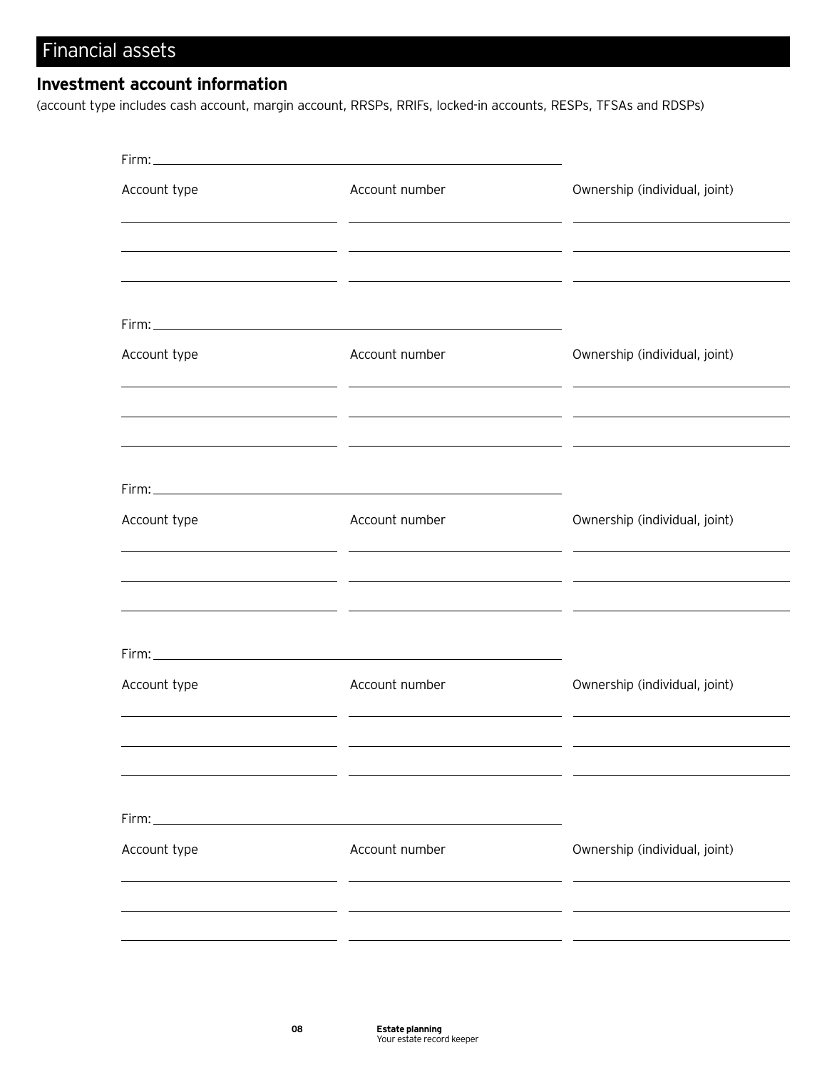# Financial assets

## Investment account information

(account type includes cash account, margin account, RRSPs, RRIFs, locked-in accounts, RESPs, TFSAs and RDSPs)

Firm: ______________________________

| Account type | Account number | Ownership (individual, joint) |
| --- | --- | --- |
| | | |
| | | |
| | | |

Firm: ______________________________

| Account type | Account number | Ownership (individual, joint) |
| --- | --- | --- |
| | | |
| | | |
| | | |

Firm: ______________________________

| Account type | Account number | Ownership (individual, joint) |
| --- | --- | --- |
| | | |
| | | |
| | | |

Firm: ______________________________

| Account type | Account number | Ownership (individual, joint) |
| --- | --- | --- |
| | | |
| | | |
| | | |

Firm: ______________________________

| Account type | Account number | Ownership (individual, joint) |
| --- | --- | --- |
| | | |
| | | |
| | | |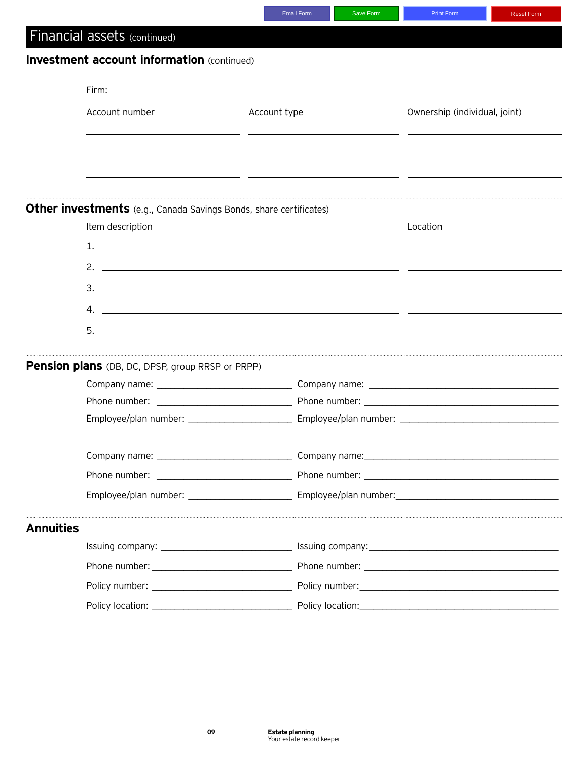# Financial assets (continued)

## Investment account information (continued)

Firm: ______________________________

| Account number | Account type | Ownership (individual, joint) |
|---|---|---|
| | | |
| | | |
| | | |

## Other investments (e.g., Canada Savings Bonds, share certificates)

| Item description | Location |
|---|---|
| 1. | |
| 2. | |
| 3. | |
| 4. | |
| 5. | |

## Pension plans (DB, DC, DPSP, group RRSP or PRPP)

Company name: ______________________ Company name: ______________________

Phone number: ______________________ Phone number: ______________________

Employee/plan number: ______________________ Employee/plan number: ______________________

Company name: ______________________ Company name: ______________________

Phone number: ______________________ Phone number: ______________________

Employee/plan number: ______________________ Employee/plan number: ______________________

## Annuities

Issuing company: ______________________ Issuing company: ______________________

Phone number: ______________________ Phone number: ______________________

Policy number: ______________________ Policy number: ______________________

Policy location: ______________________ Policy location: ______________________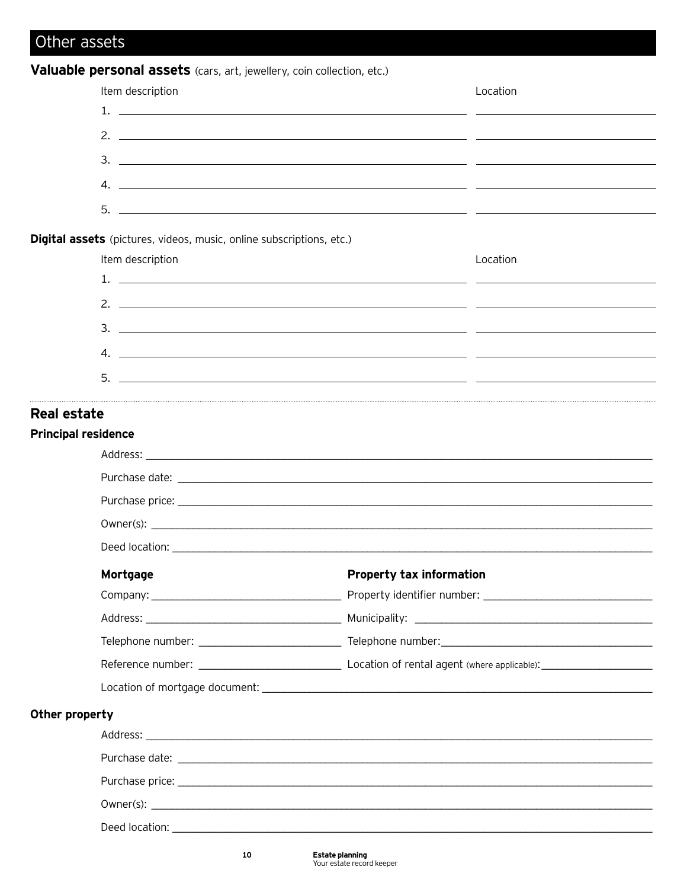# Other assets

## Valuable personal assets (cars, art, jewellery, coin collection, etc.)

| Item description | Location |
|---|---|
| 1. | |
| 2. | |
| 3. | |
| 4. | |
| 5. | |

## Digital assets (pictures, videos, music, online subscriptions, etc.)

| Item description | Location |
|---|---|
| 1. | |
| 2. | |
| 3. | |
| 4. | |
| 5. | |

## Real estate

### Principal residence

Address: ______________________________

Purchase date: ______________________________

Purchase price: ______________________________

Owner(s): ______________________________

Deed location: ______________________________

| Mortgage | Property tax information |
|---|---|
| Company: ______________ | Property identifier number: ______________ |
| Address: ______________ | Municipality: ______________ |
| Telephone number: ______________ | Telephone number: ______________ |
| Reference number: ______________ | Location of rental agent (where applicable): ______________ |

Location of mortgage document: ______________________________

### Other property

Address: ______________________________

Purchase date: ______________________________

Purchase price: ______________________________

Owner(s): ______________________________

Deed location: ______________________________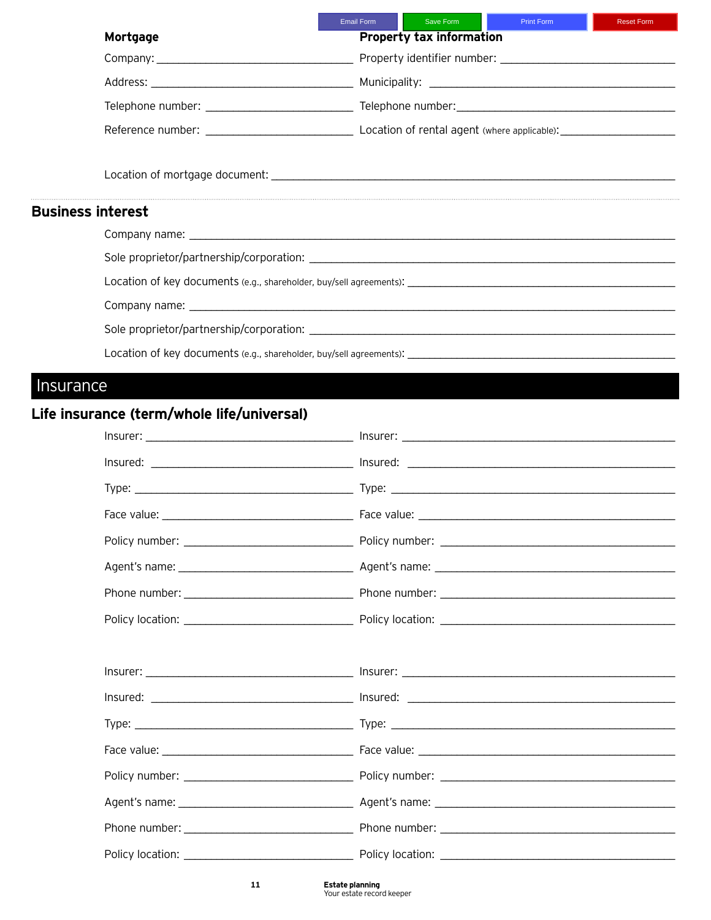Email Form | Save Form | Print Form | Reset Form

### Mortgage

Company: ______________________________

Address: ______________________________

Telephone number: ______________________________

Reference number: ______________________________

### Property tax information

Property identifier number: ______________________________

Municipality: ______________________________

Telephone number: ______________________________

Location of rental agent (where applicable): ______________________________

Location of mortgage document: ______________________________

## Business interest

Company name: ______________________________

Sole proprietor/partnership/corporation: ______________________________

Location of key documents (e.g., shareholder, buy/sell agreements): ______________________________

Company name: ______________________________

Sole proprietor/partnership/corporation: ______________________________

Location of key documents (e.g., shareholder, buy/sell agreements): ______________________________

# Insurance

## Life insurance (term/whole life/universal)

Insurer: ______________________________

Insured: ______________________________

Type: ______________________________

Face value: ______________________________

Policy number: ______________________________

Agent's name: ______________________________

Phone number: ______________________________

Policy location: ______________________________

Insurer: ______________________________

Insured: ______________________________

Type: ______________________________

Face value: ______________________________

Policy number: ______________________________

Agent's name: ______________________________

Phone number: ______________________________

Policy location: ______________________________

Insurer: ______________________________

Insured: ______________________________

Type: ______________________________

Face value: ______________________________

Policy number: ______________________________

Agent's name: ______________________________

Phone number: ______________________________

Policy location: ______________________________

Insurer: ______________________________

Insured: ______________________________

Type: ______________________________

Face value: ______________________________

Policy number: ______________________________

Agent's name: ______________________________

Phone number: ______________________________

Policy location: ______________________________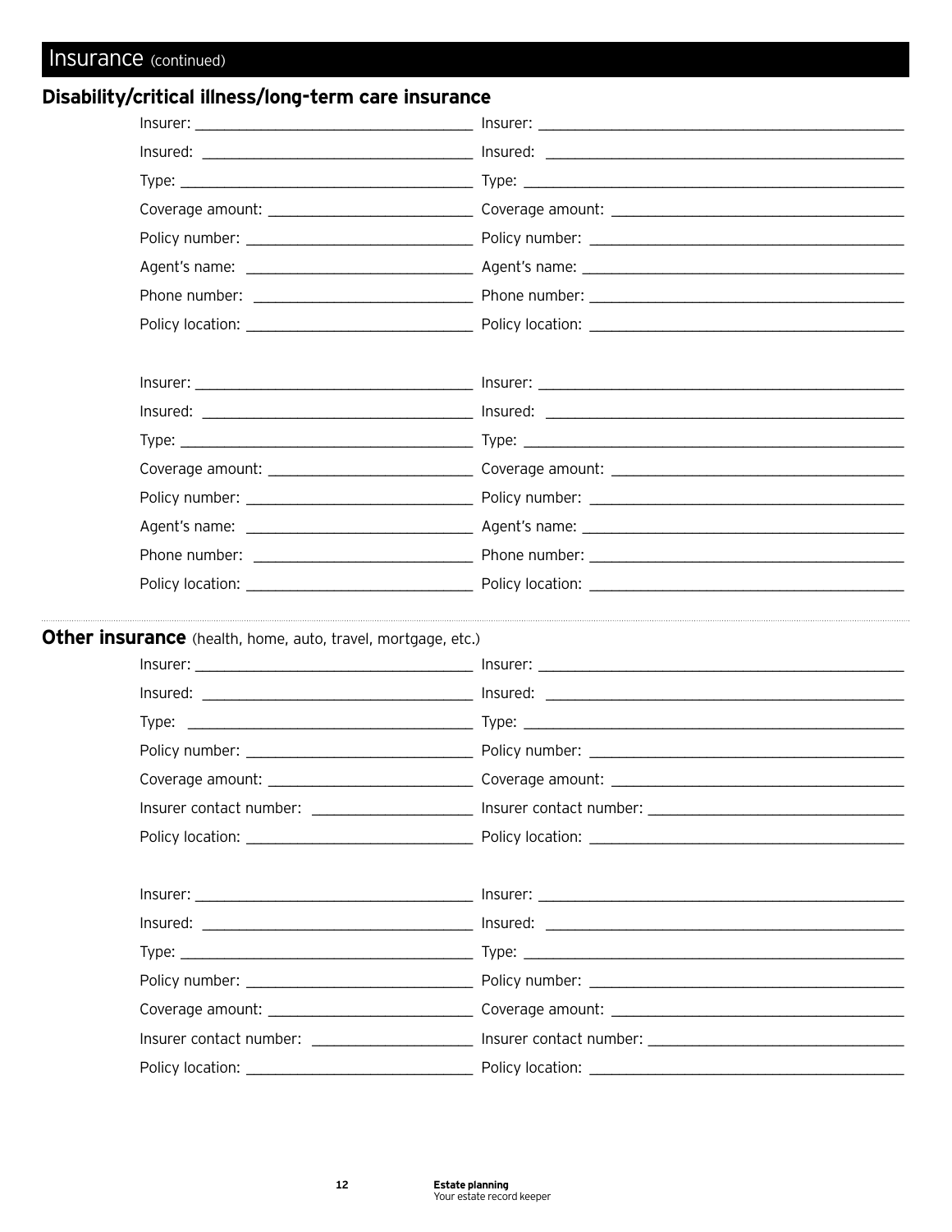# Insurance (continued)

## Disability/critical illness/long-term care insurance

| | |
|---|---|
| Insurer: ____________________ | Insurer: ____________________ |
| Insured: ____________________ | Insured: ____________________ |
| Type: ____________________ | Type: ____________________ |
| Coverage amount: ____________________ | Coverage amount: ____________________ |
| Policy number: ____________________ | Policy number: ____________________ |
| Agent's name: ____________________ | Agent's name: ____________________ |
| Phone number: ____________________ | Phone number: ____________________ |
| Policy location: ____________________ | Policy location: ____________________ |

| | |
|---|---|
| Insurer: ____________________ | Insurer: ____________________ |
| Insured: ____________________ | Insured: ____________________ |
| Type: ____________________ | Type: ____________________ |
| Coverage amount: ____________________ | Coverage amount: ____________________ |
| Policy number: ____________________ | Policy number: ____________________ |
| Agent's name: ____________________ | Agent's name: ____________________ |
| Phone number: ____________________ | Phone number: ____________________ |
| Policy location: ____________________ | Policy location: ____________________ |

## Other insurance (health, home, auto, travel, mortgage, etc.)

| | |
|---|---|
| Insurer: ____________________ | Insurer: ____________________ |
| Insured: ____________________ | Insured: ____________________ |
| Type: ____________________ | Type: ____________________ |
| Policy number: ____________________ | Policy number: ____________________ |
| Coverage amount: ____________________ | Coverage amount: ____________________ |
| Insurer contact number: ____________________ | Insurer contact number: ____________________ |
| Policy location: ____________________ | Policy location: ____________________ |

| | |
|---|---|
| Insurer: ____________________ | Insurer: ____________________ |
| Insured: ____________________ | Insured: ____________________ |
| Type: ____________________ | Type: ____________________ |
| Policy number: ____________________ | Policy number: ____________________ |
| Coverage amount: ____________________ | Coverage amount: ____________________ |
| Insurer contact number: ____________________ | Insurer contact number: ____________________ |
| Policy location: ____________________ | Policy location: ____________________ |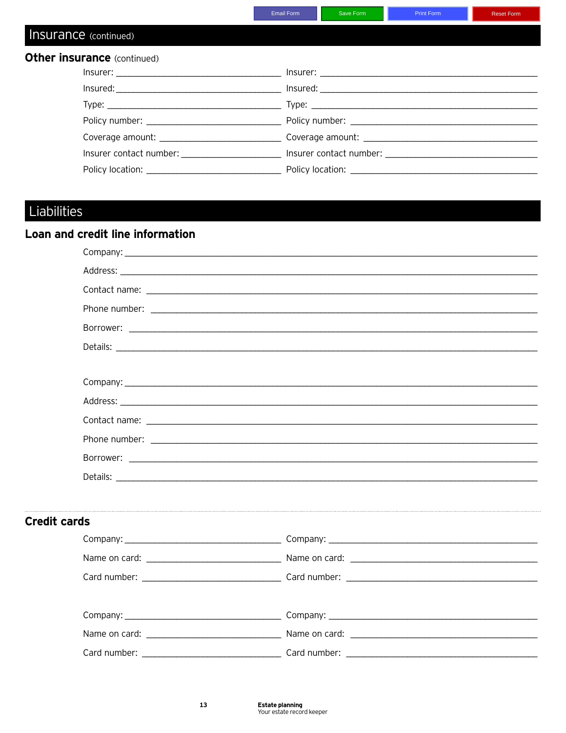# Insurance (continued)

## Other insurance (continued)

Insurer: ______________________

Insured: ______________________

Type: ______________________

Policy number: ______________________

Coverage amount: ______________________

Insurer contact number: ______________________

Policy location: ______________________

Insurer: ______________________

Insured: ______________________

Type: ______________________

Policy number: ______________________

Coverage amount: ______________________

Insurer contact number: ______________________

Policy location: ______________________

# Liabilities

## Loan and credit line information

Company: ______________________

Address: ______________________

Contact name: ______________________

Phone number: ______________________

Borrower: ______________________

Details: ______________________

Company: ______________________

Address: ______________________

Contact name: ______________________

Phone number: ______________________

Borrower: ______________________

Details: ______________________

## Credit cards

Company: ______________________

Name on card: ______________________

Card number: ______________________

Company: ______________________

Name on card: ______________________

Card number: ______________________

Company: ______________________

Name on card: ______________________

Card number: ______________________

Company: ______________________

Name on card: ______________________

Card number: ______________________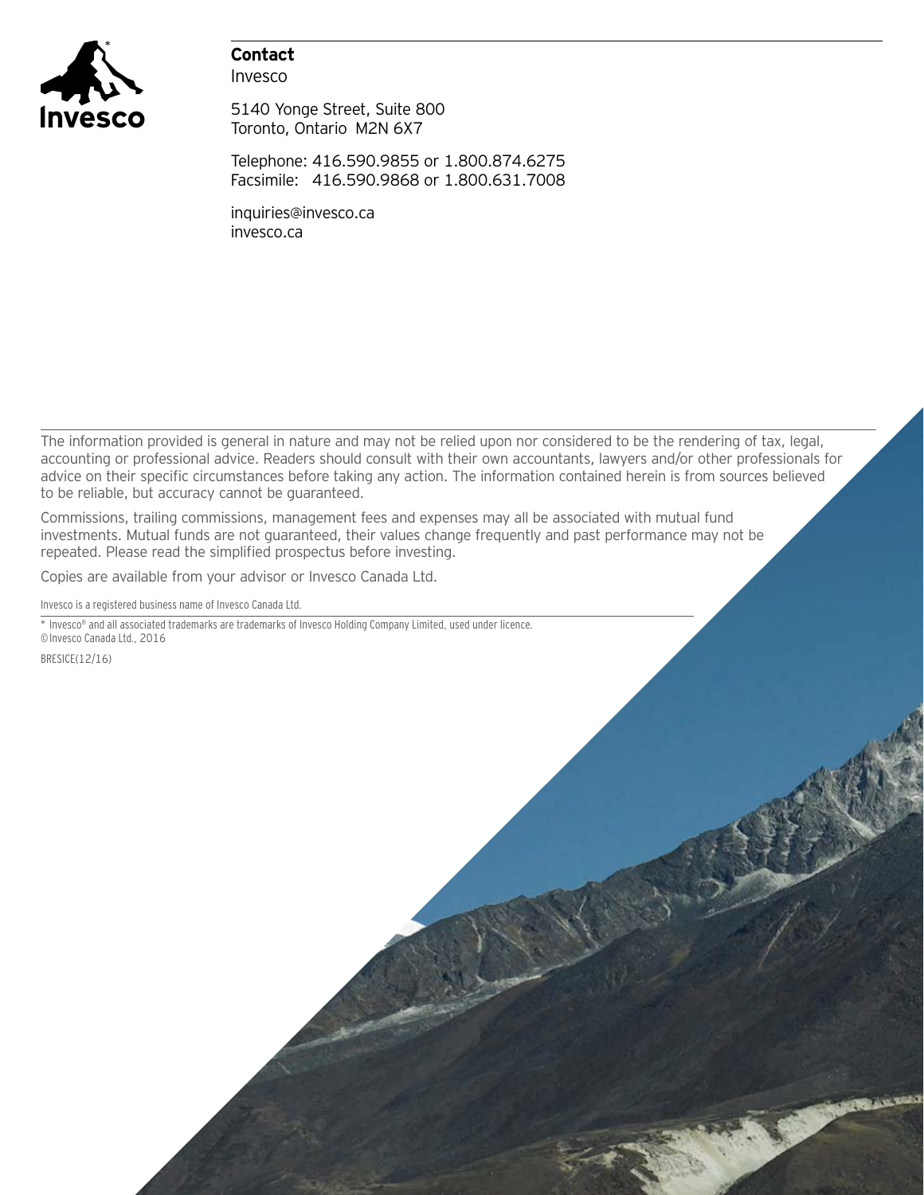**Contact**
Invesco

5140 Yonge Street, Suite 800
Toronto, Ontario  M2N 6X7

Telephone: 416.590.9855 or 1.800.874.6275
Facsimile:   416.590.9868 or 1.800.631.7008

inquiries@invesco.ca
invesco.ca

The information provided is general in nature and may not be relied upon nor considered to be the rendering of tax, legal, accounting or professional advice. Readers should consult with their own accountants, lawyers and/or other professionals for advice on their specific circumstances before taking any action. The information contained herein is from sources believed to be reliable, but accuracy cannot be guaranteed.

Commissions, trailing commissions, management fees and expenses may all be associated with mutual fund investments. Mutual funds are not guaranteed, their values change frequently and past performance may not be repeated. Please read the simplified prospectus before investing.

Copies are available from your advisor or Invesco Canada Ltd.

Invesco is a registered business name of Invesco Canada Ltd.

* Invesco® and all associated trademarks are trademarks of Invesco Holding Company Limited, used under licence.
© Invesco Canada Ltd., 2016

BRESICE(12/16)